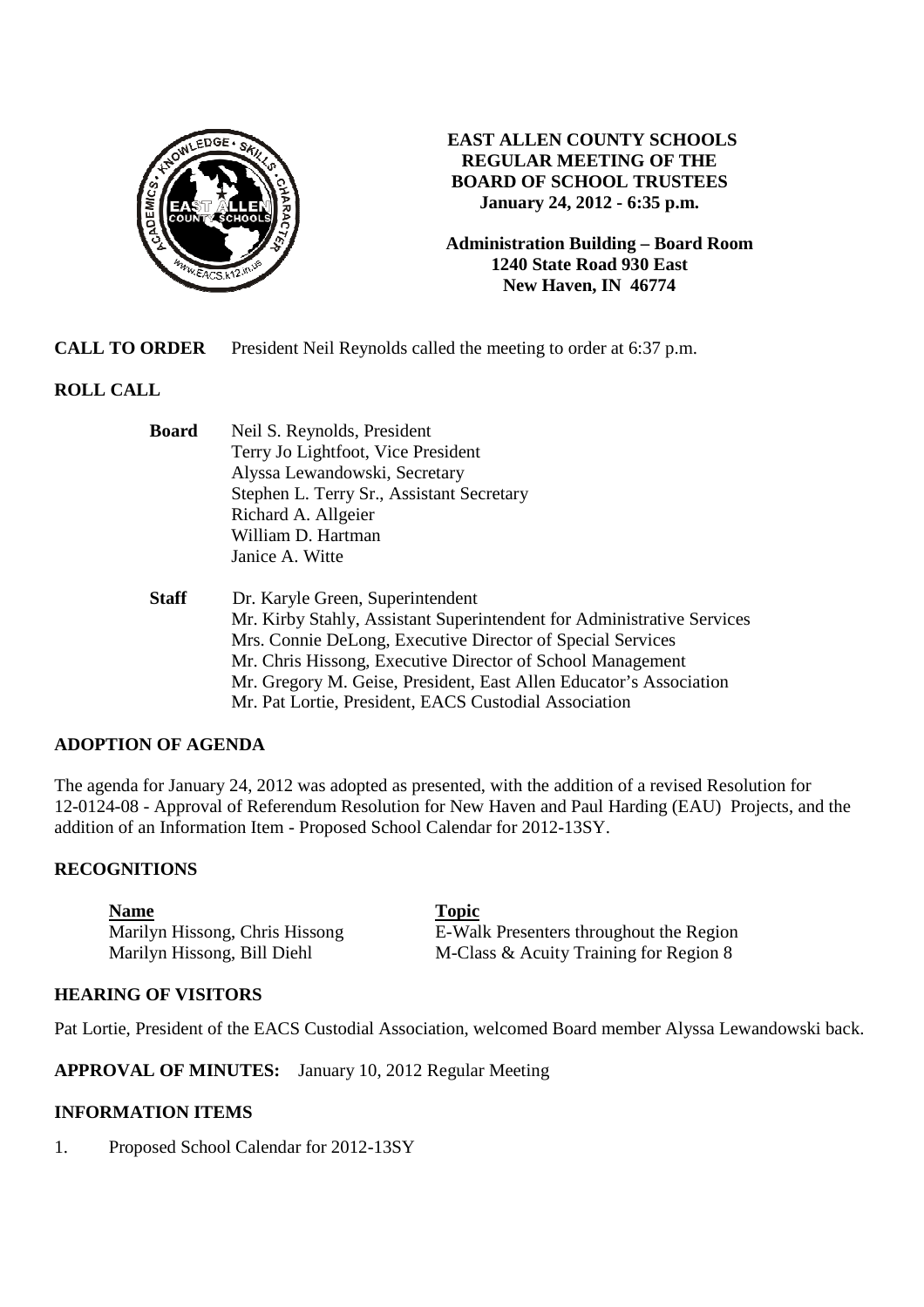# EAST ALLEN COUNTY SCHOOLS REGULAR MEETING OF THE BOARD OF SCHOOL TRUSTEES

**January 24, 2012 - 6:35 p.m.**

**Administration Building – Board Room**
**1240 State Road 930 East**
**New Haven, IN 46774**

**CALL TO ORDER** President Neil Reynolds called the meeting to order at 6:37 p.m.

## ROLL CALL

**Board**
- Neil S. Reynolds, President
- Terry Jo Lightfoot, Vice President
- Alyssa Lewandowski, Secretary
- Stephen L. Terry Sr., Assistant Secretary
- Richard A. Allgeier
- William D. Hartman
- Janice A. Witte

**Staff**
- Dr. Karyle Green, Superintendent
- Mr. Kirby Stahly, Assistant Superintendent for Administrative Services
- Mrs. Connie DeLong, Executive Director of Special Services
- Mr. Chris Hissong, Executive Director of School Management
- Mr. Gregory M. Geise, President, East Allen Educator's Association
- Mr. Pat Lortie, President, EACS Custodial Association

## ADOPTION OF AGENDA

The agenda for January 24, 2012 was adopted as presented, with the addition of a revised Resolution for 12-0124-08 - Approval of Referendum Resolution for New Haven and Paul Harding (EAU) Projects, and the addition of an Information Item - Proposed School Calendar for 2012-13SY.

## RECOGNITIONS

| Name | Topic |
|---|---|
| Marilyn Hissong, Chris Hissong | E-Walk Presenters throughout the Region |
| Marilyn Hissong, Bill Diehl | M-Class & Acuity Training for Region 8 |

## HEARING OF VISITORS

Pat Lortie, President of the EACS Custodial Association, welcomed Board member Alyssa Lewandowski back.

**APPROVAL OF MINUTES:** January 10, 2012 Regular Meeting

## INFORMATION ITEMS

1. Proposed School Calendar for 2012-13SY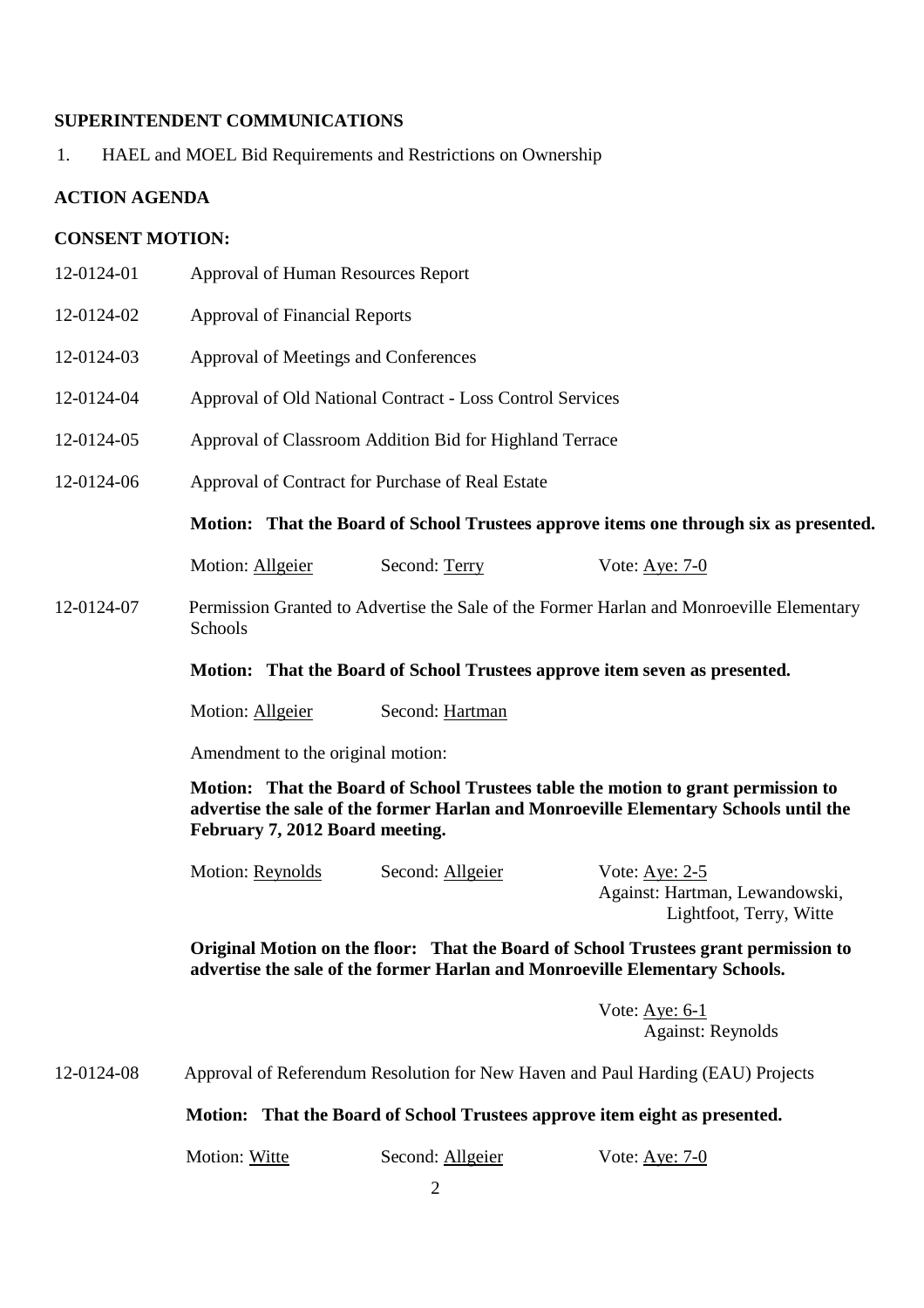**SUPERINTENDENT COMMUNICATIONS**

1. HAEL and MOEL Bid Requirements and Restrictions on Ownership

**ACTION AGENDA**

**CONSENT MOTION:**

12-0124-01 Approval of Human Resources Report

12-0124-02 Approval of Financial Reports

12-0124-03 Approval of Meetings and Conferences

12-0124-04 Approval of Old National Contract - Loss Control Services

12-0124-05 Approval of Classroom Addition Bid for Highland Terrace

12-0124-06 Approval of Contract for Purchase of Real Estate

**Motion: That the Board of School Trustees approve items one through six as presented.**

Motion: Allgeier Second: Terry Vote: Aye: 7-0

12-0124-07 Permission Granted to Advertise the Sale of the Former Harlan and Monroeville Elementary Schools

**Motion: That the Board of School Trustees approve item seven as presented.**

Motion: Allgeier Second: Hartman

Amendment to the original motion:

**Motion: That the Board of School Trustees table the motion to grant permission to advertise the sale of the former Harlan and Monroeville Elementary Schools until the February 7, 2012 Board meeting.**

Motion: Reynolds Second: Allgeier Vote: Aye: 2-5
Against: Hartman, Lewandowski, Lightfoot, Terry, Witte

**Original Motion on the floor: That the Board of School Trustees grant permission to advertise the sale of the former Harlan and Monroeville Elementary Schools.**

Vote: Aye: 6-1
Against: Reynolds

12-0124-08 Approval of Referendum Resolution for New Haven and Paul Harding (EAU) Projects

**Motion: That the Board of School Trustees approve item eight as presented.**

Motion: Witte Second: Allgeier Vote: Aye: 7-0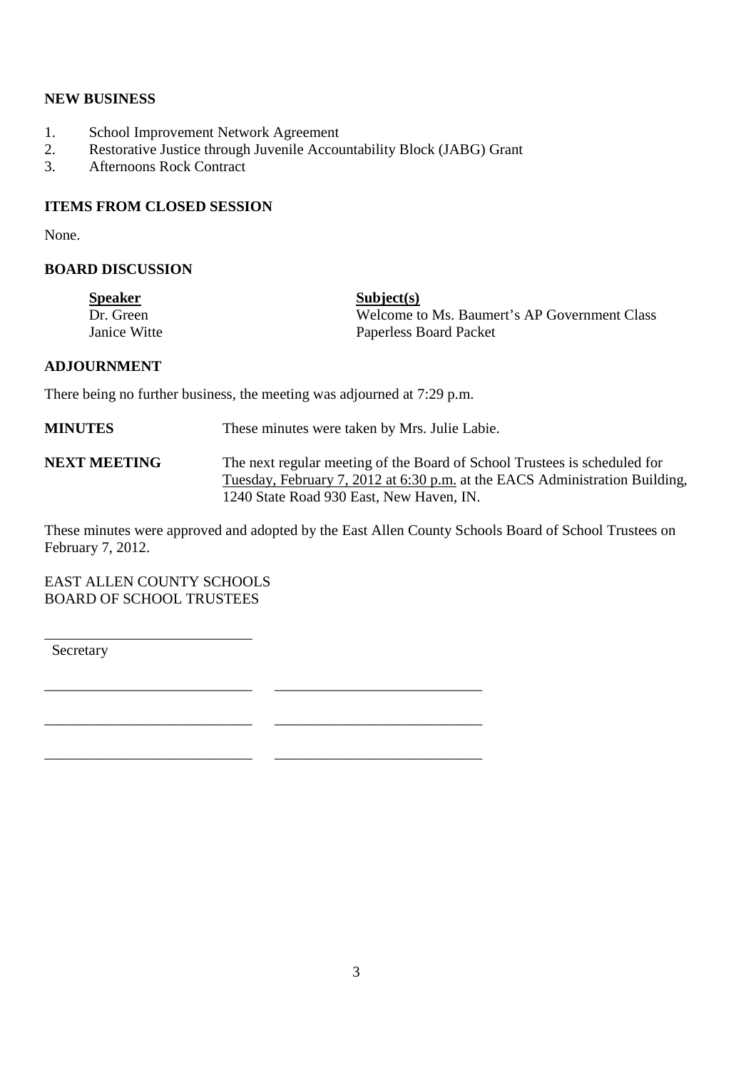**NEW BUSINESS**

1. School Improvement Network Agreement
2. Restorative Justice through Juvenile Accountability Block (JABG) Grant
3. Afternoons Rock Contract

**ITEMS FROM CLOSED SESSION**

None.

**BOARD DISCUSSION**

| **Speaker** | **Subject(s)** |
|---|---|
| Dr. Green | Welcome to Ms. Baumert's AP Government Class |
| Janice Witte | Paperless Board Packet |

**ADJOURNMENT**

There being no further business, the meeting was adjourned at 7:29 p.m.

**MINUTES** These minutes were taken by Mrs. Julie Labie.

**NEXT MEETING** The next regular meeting of the Board of School Trustees is scheduled for Tuesday, February 7, 2012 at 6:30 p.m. at the EACS Administration Building, 1240 State Road 930 East, New Haven, IN.

These minutes were approved and adopted by the East Allen County Schools Board of School Trustees on February 7, 2012.

EAST ALLEN COUNTY SCHOOLS
BOARD OF SCHOOL TRUSTEES

____________________________
Secretary

____________________________ ____________________________

____________________________ ____________________________

____________________________ ____________________________